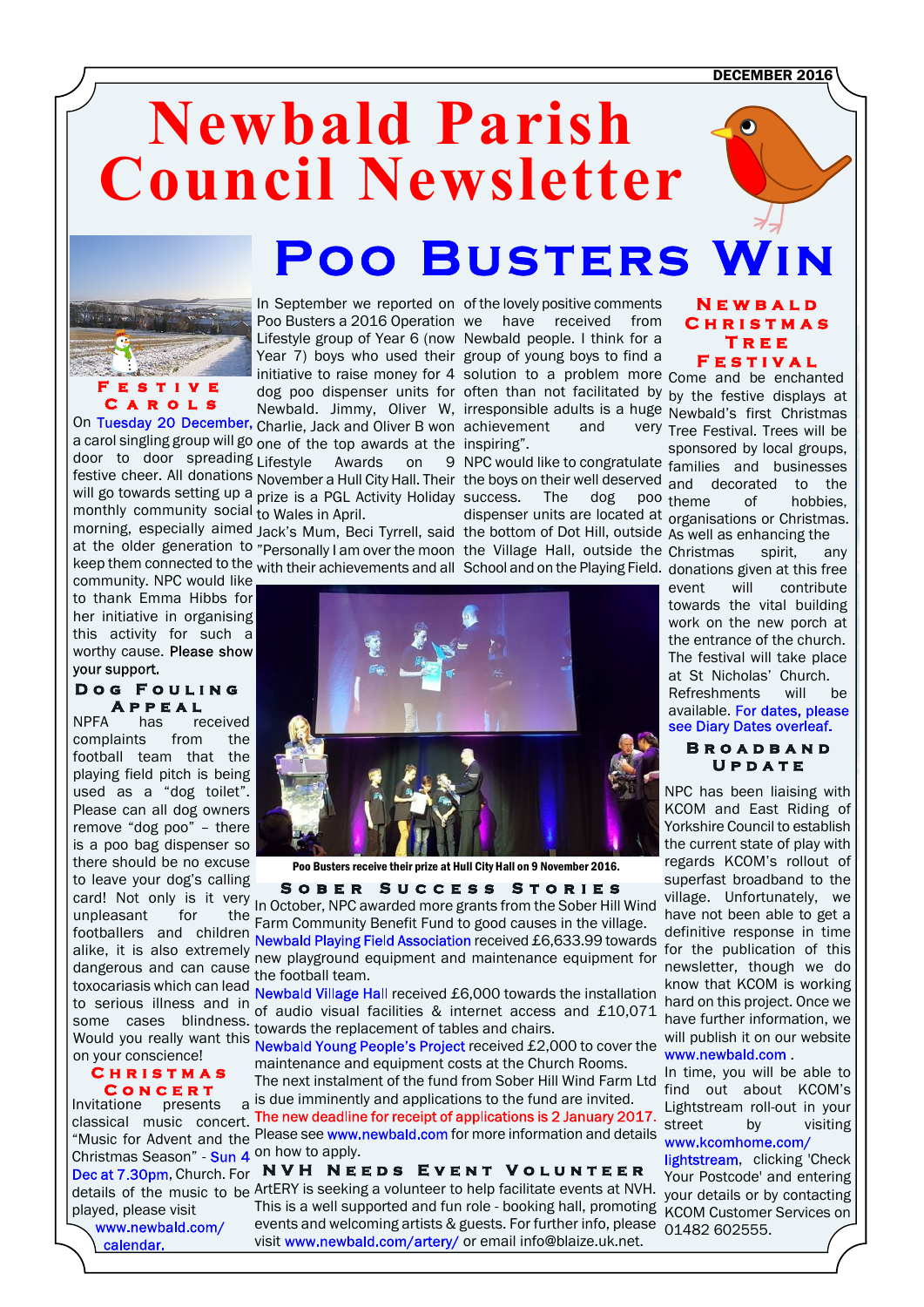DECEMBER 2016

# Newbald Parish Council Newsletter

## Festive Carols

On Tuesday 20 December, a carol singing group will go door to door spreading festive cheer. All donations will go towards setting up a monthly community social morning, especially aimed at the older generation to keep them connected to the community. NPC would like to thank Emma Hibbs for her initiative in organising this activity for such a worthy cause. **Please show your support.**

## Dog Fouling Appeal

NPFA has received complaints from the football team that the playing field pitch is being used as a "dog toilet". Please can all dog owners remove "dog poo" – there is a poo bag dispenser so there should be no excuse to leave your dog's calling card! Not only is it very unpleasant for the footballers and children alike, it is also extremely dangerous and can cause toxocariasis which can lead to serious illness and in some cases blindness. Would you really want this on your conscience!

## Christmas Concert

Invitatione presents a classical music concert. "Music for Advent and the Christmas Season" - Sun 4 Dec at 7.30pm, Church. For details of the music to be played, please visit www.newbald.com/calendar.

# Poo Busters Win

In September we reported on Poo Busters a 2016 Operation Lifestyle group of Year 6 (now Year 7) boys who used their initiative to raise money for 4 dog poo dispenser units for Newbald. Jimmy, Oliver W, Charlie, Jack and Oliver B won one of the top awards at the Lifestyle Awards on 9 November a Hull City Hall. Their prize is a PGL Activity Holiday to Wales in April.

Jack's Mum, Beci Tyrrell, said "Personally I am over the moon with their achievements and all of the lovely positive comments we have received from Newbald people. I think for a group of young boys to find a solution to a problem more often than not facilitated by irresponsible adults is a huge achievement and very inspiring".

NPC would like to congratulate the boys on their well deserved success. The dog poo dispenser units are located at the bottom of Dot Hill, outside the Village Hall, outside the School and on the Playing Field.

**Poo Busters receive their prize at Hull City Hall on 9 November 2016.**

## Sober Success Stories

In October, NPC awarded more grants from the Sober Hill Wind Farm Community Benefit Fund to good causes in the village.

Newbald Playing Field Association received £6,633.99 towards new playground equipment and maintenance equipment for the football team.

Newbald Village Hall received £6,000 towards the installation of audio visual facilities & internet access and £10,071 towards the replacement of tables and chairs.

Newbald Young People's Project received £2,000 to cover the maintenance and equipment costs at the Church Rooms.

The next instalment of the fund from Sober Hill Wind Farm Ltd is due imminently and applications to the fund are invited. The new deadline for receipt of applications is 2 January 2017. Please see www.newbald.com for more information and details on how to apply.

## NVH Needs Event Volunteer

ArtERY is seeking a volunteer to help facilitate events at NVH. This is a well supported and fun role - booking hall, promoting events and welcoming artists & guests. For further info, please visit www.newbald.com/artery/ or email info@blaize.uk.net.

## Newbald Christmas Tree Festival

Come and be enchanted by the festive displays at Newbald's first Christmas Tree Festival. Trees will be sponsored by local groups, families and businesses and decorated to the theme of hobbies, organisations or Christmas. As well as enhancing the Christmas spirit, any donations given at this free event will contribute towards the vital building work on the new porch at the entrance of the church. The festival will take place at St Nicholas' Church. Refreshments will be available. For dates, please see Diary Dates overleaf.

## Broadband Update

NPC has been liaising with KCOM and East Riding of Yorkshire Council to establish the current state of play with regards KCOM's rollout of superfast broadband to the village. Unfortunately, we have not been able to get a definitive response in time for the publication of this newsletter, though we do know that KCOM is working hard on this project. Once we have further information, we will publish it on our website www.newbald.com .

In time, you will be able to find out about KCOM's Lightstream roll-out in your street by visiting www.kcomhome.com/lightstream, clicking 'Check Your Postcode' and entering your details or by contacting KCOM Customer Services on 01482 602555.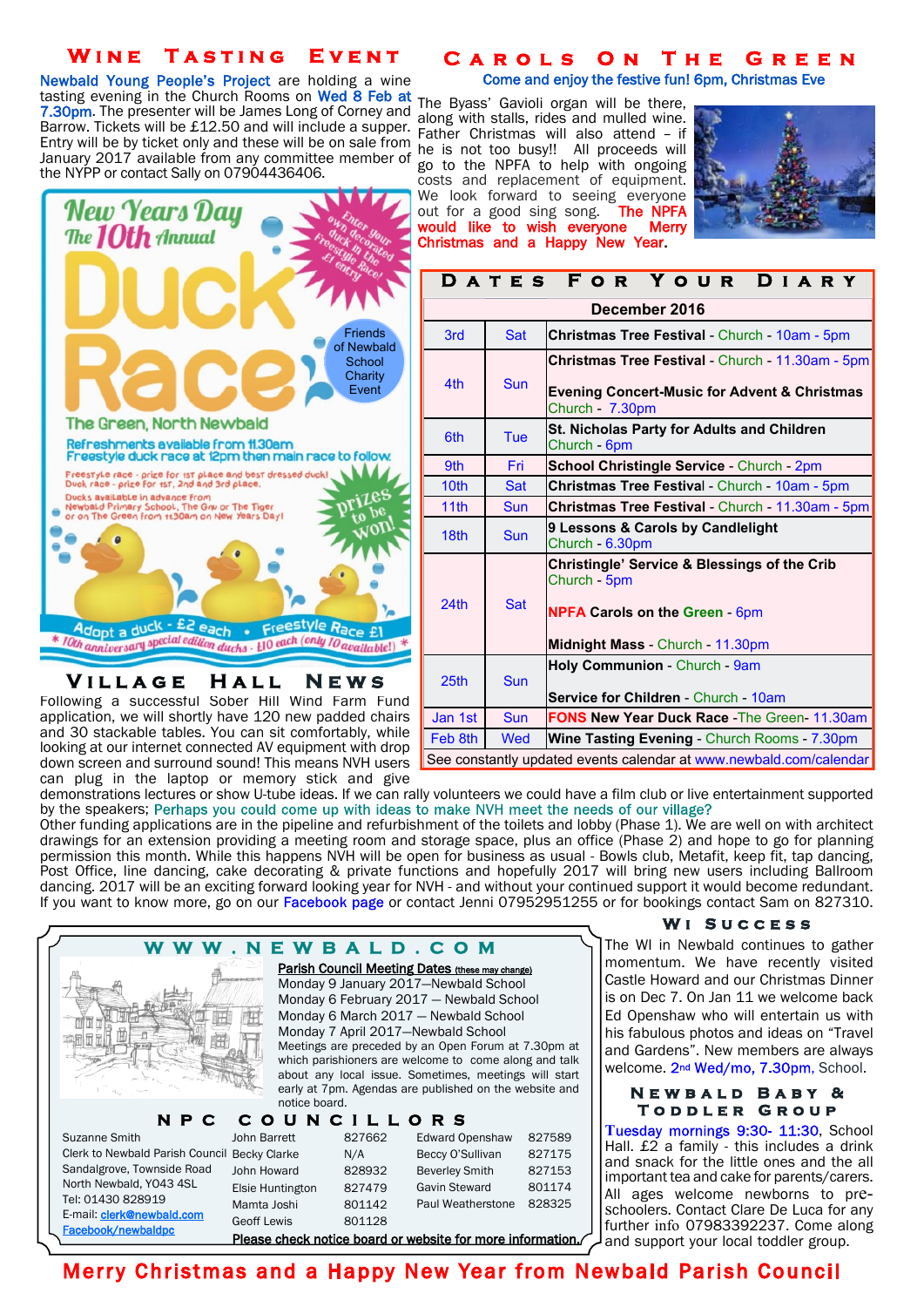## Wine Tasting Event

Newbald Young People's Project are holding a wine tasting evening in the Church Rooms on Wed 8 Feb at 7.30pm. The presenter will be James Long of Corney and Barrow. Tickets will be £12.50 and will include a supper. Entry will be by ticket only and these will be on sale from January 2017 available from any committee member of the NYPP or contact Sally on 07904436406.

## New Years Day The 10th Annual Duck Race

Friends of Newbald School Charity Event

Enter your own decorated duck in the Freestyle Race! £1 entry

The Green, North Newbald

Refreshments available from 11.30am

Freestyle duck race at 12pm then main race to follow

Freestyle race - prize for 1st place and best dressed duck!

Duck race - prize for 1st, 2nd and 3rd place.

Ducks available in advance from Newbald Primary School, The Gnu or The Tiger or on The Green from 11.30am on New Years Day!

prizes to be won!

Adopt a duck - £2 each • Freestyle Race £1

* 10th anniversary special edition ducks - £10 each (only 10 available!) *

## Village Hall News

Following a successful Sober Hill Wind Farm Fund application, we will shortly have 120 new padded chairs and 30 stackable tables. You can sit comfortably, while looking at our internet connected AV equipment with drop down screen and surround sound. This means NVH users can plug in the laptop or memory stick and give demonstrations lectures or show U-tube ideas. If we can rally volunteers we could have a film club or live entertainment supported by the speakers; Perhaps you could come up with ideas to make NVH meet the needs of our village?

Other funding applications are in the pipeline and refurbishment of the toilets and lobby (Phase 1). We are well on with architect drawings for an extension providing a meeting room and storage space, plus an office (Phase 2) and hope to go for planning permission this month. While this happens NVH will be open for business as usual - Bowls club, Metafit, keep fit, tap dancing, Post Office, line dancing, cake decorating & private functions and hopefully 2017 will bring new users including Ballroom dancing. 2017 will be an exciting forward looking year for NVH - and without your continued support it would become redundant. If you want to know more, go on our Facebook page or contact Jenni 07952951255 or for bookings contact Sam on 827310.

## Carols On The Green

Come and enjoy the festive fun! 6pm, Christmas Eve

The Byass' Gavioli organ will be there, along with stalls, rides and mulled wine. Father Christmas will also attend – if he is not too busy!! All proceeds will go to the NPFA to help with ongoing costs and replacement of equipment. We look forward to seeing everyone out for a good sing song. The NPFA would like to wish everyone Merry Christmas and a Happy New Year.

## Dates For Your Diary

| | | |
|---|---|---|
| **December 2016** | | |
| 3rd | Sat | **Christmas Tree Festival** - Church - 10am - 5pm |
| 4th | Sun | **Christmas Tree Festival** - Church - 11.30am - 5pm<br>**Evening Concert-Music for Advent & Christmas** Church - 7.30pm |
| 6th | Tue | **St. Nicholas Party for Adults and Children** Church - 6pm |
| 9th | Fri | **School Christingle Service** - Church - 2pm |
| 10th | Sat | **Christmas Tree Festival** - Church - 10am - 5pm |
| 11th | Sun | **Christmas Tree Festival** - Church - 11.30am - 5pm |
| 18th | Sun | **9 Lessons & Carols by Candlelight** Church - 6.30pm |
| 24th | Sat | **Christingle' Service & Blessings of the Crib** Church - 5pm<br>**NPFA Carols on the Green** - 6pm<br>**Midnight Mass** - Church - 11.30pm |
| 25th | Sun | **Holy Communion** - Church - 9am<br>**Service for Children** - Church - 10am |
| Jan 1st | Sun | **FONS New Year Duck Race** -The Green- 11.30am |
| Feb 8th | Wed | **Wine Tasting Evening** - Church Rooms - 7.30pm |

See constantly updated events calendar at www.newbald.com/calendar

## WWW.NEWBALD.COM

**Parish Council Meeting Dates** (these may change)

Monday 9 January 2017—Newbald School
Monday 6 February 2017 – Newbald School
Monday 6 March 2017 – Newbald School
Monday 7 April 2017—Newbald School

Meetings are preceded by an Open Forum at 7.30pm at which parishioners are welcome to come along and talk about any local issue. Sometimes, meetings will start early at 7pm. Agendas are published on the website and notice board.

### NPC Councillors

Suzanne Smith
Clerk to Newbald Parish Council
Sandalgrove, Townside Road
North Newbald, YO43 4SL
Tel: 01430 828919
E-mail: clerk@newbald.com
Facebook/newbaldpc

| | | | |
|---|---|---|---|
| John Barrett | 827662 | Edward Openshaw | 827589 |
| Becky Clarke | N/A | Beccy O'Sullivan | 827175 |
| John Howard | 828932 | Beverley Smith | 827153 |
| Elsie Huntington | 827479 | Gavin Steward | 801174 |
| Mamta Joshi | 801142 | Paul Weatherstone | 828325 |
| Geoff Lewis | 801128 | | |

Please check notice board or website for more information.

## WI Success

The WI in Newbald continues to gather momentum. We have recently visited Castle Howard and our Christmas Dinner is on Dec 7. On Jan 11 we welcome back Ed Openshaw who will entertain us with his fabulous photos and ideas on "Travel and Gardens". New members are always welcome. 2nd Wed/mo, 7.30pm, School.

## Newbald Baby & Toddler Group

Tuesday mornings 9:30- 11:30, School Hall. £2 a family - this includes a drink and snack for the little ones and the all important tea and cake for parents/carers. All ages welcome newborns to pre-schoolers. Contact Clare De Luca for any further info 07983392237. Come along and support your local toddler group.

**Merry Christmas and a Happy New Year from Newbald Parish Council**